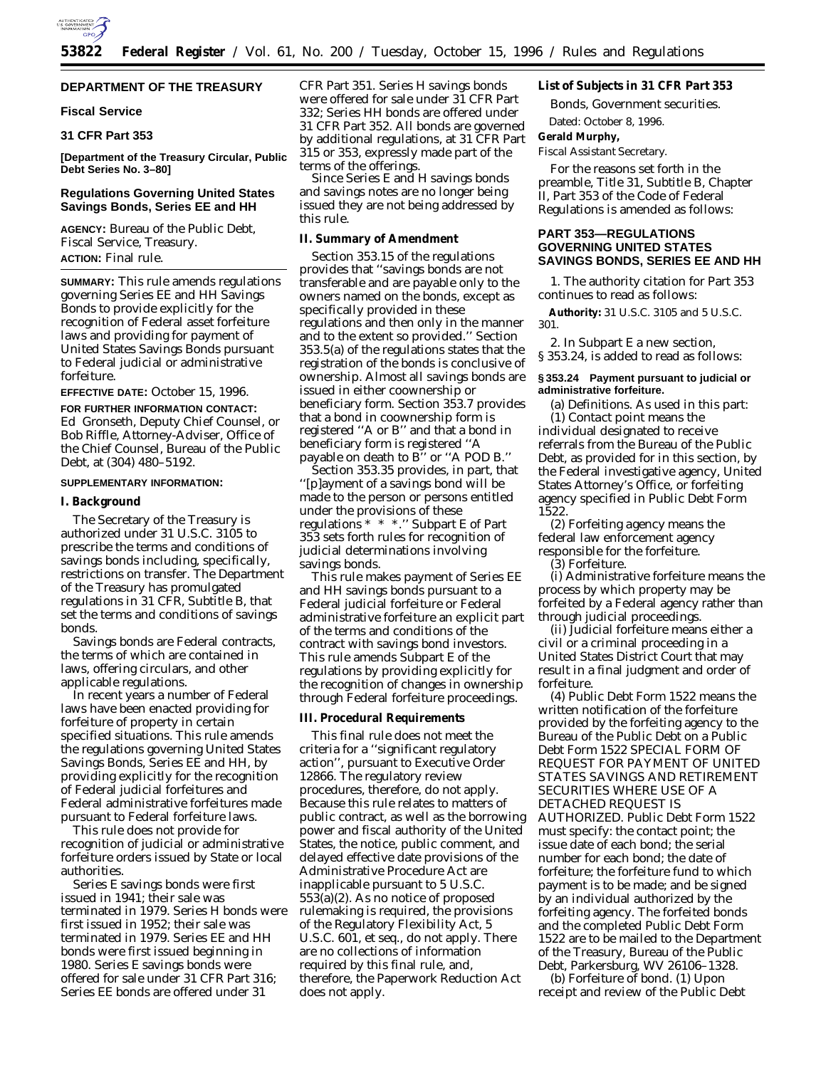## DEPARTMENT OF THE TREASURY

### Fiscal Service

### 31 CFR Part 353

**[Department of the Treasury Circular, Public Debt Series No. 3–80]**

## Regulations Governing United States Savings Bonds, Series EE and HH

**AGENCY:** Bureau of the Public Debt, Fiscal Service, Treasury.

**ACTION:** Final rule.

**SUMMARY:** This rule amends regulations governing Series EE and HH Savings Bonds to provide explicitly for the recognition of Federal asset forfeiture laws and providing for payment of United States Savings Bonds pursuant to Federal judicial or administrative forfeiture.

**EFFECTIVE DATE:** October 15, 1996.

**FOR FURTHER INFORMATION CONTACT:** Ed Gronseth, Deputy Chief Counsel, or Bob Riffle, Attorney-Adviser, Office of the Chief Counsel, Bureau of the Public Debt, at (304) 480–5192.

**SUPPLEMENTARY INFORMATION:**

### I. Background

The Secretary of the Treasury is authorized under 31 U.S.C. 3105 to prescribe the terms and conditions of savings bonds including, specifically, restrictions on transfer. The Department of the Treasury has promulgated regulations in 31 CFR, Subtitle B, that set the terms and conditions of savings bonds.

Savings bonds are Federal contracts, the terms of which are contained in laws, offering circulars, and other applicable regulations.

In recent years a number of Federal laws have been enacted providing for forfeiture of property in certain specified situations. This rule amends the regulations governing United States Savings Bonds, Series EE and HH, by providing explicitly for the recognition of Federal judicial forfeitures and Federal administrative forfeitures made pursuant to Federal forfeiture laws.

This rule does not provide for recognition of judicial or administrative forfeiture orders issued by State or local authorities.

Series E savings bonds were first issued in 1941; their sale was terminated in 1979. Series H bonds were first issued in 1952; their sale was terminated in 1979. Series EE and HH bonds were first issued beginning in 1980. Series E savings bonds were offered for sale under 31 CFR Part 316; Series EE bonds are offered under 31 CFR Part 351. Series H savings bonds were offered for sale under 31 CFR Part 332; Series HH bonds are offered under 31 CFR Part 352. All bonds are governed by additional regulations, at 31 CFR Part 315 or 353, expressly made part of the terms of the offerings.

Since Series E and H savings bonds and savings notes are no longer being issued they are not being addressed by this rule.

### II. Summary of Amendment

Section 353.15 of the regulations provides that "savings bonds are not transferable and are payable only to the owners named on the bonds, except as specifically provided in these regulations and then only in the manner and to the extent so provided." Section 353.5(a) of the regulations states that the registration of the bonds is conclusive of ownership. Almost all savings bonds are issued in either coownership or beneficiary form. Section 353.7 provides that a bond in coownership form is registered "A or B" and that a bond in beneficiary form is registered "A payable on death to B" or "A POD B."

Section 353.35 provides, in part, that "[p]ayment of a savings bond will be made to the person or persons entitled under the provisions of these regulations * * *." Subpart E of Part 353 sets forth rules for recognition of judicial determinations involving savings bonds.

This rule makes payment of Series EE and HH savings bonds pursuant to a Federal judicial forfeiture or Federal administrative forfeiture an explicit part of the terms and conditions of the contract with savings bond investors. This rule amends Subpart E of the regulations by providing explicitly for the recognition of changes in ownership through Federal forfeiture proceedings.

### III. Procedural Requirements

This final rule does not meet the criteria for a "significant regulatory action", pursuant to Executive Order 12866. The regulatory review procedures, therefore, do not apply. Because this rule relates to matters of public contract, as well as the borrowing power and fiscal authority of the United States, the notice, public comment, and delayed effective date provisions of the Administrative Procedure Act are inapplicable pursuant to 5 U.S.C. 553(a)(2). As no notice of proposed rulemaking is required, the provisions of the Regulatory Flexibility Act, 5 U.S.C. 601, et seq., do not apply. There are no collections of information required by this final rule, and, therefore, the Paperwork Reduction Act does not apply.

**List of Subjects in 31 CFR Part 353**

Bonds, Government securities.

Dated: October 8, 1996.

**Gerald Murphy,**

*Fiscal Assistant Secretary.*

For the reasons set forth in the preamble, Title 31, Subtitle B, Chapter II, Part 353 of the Code of Federal Regulations is amended as follows:

## PART 353—REGULATIONS GOVERNING UNITED STATES SAVINGS BONDS, SERIES EE AND HH

1. The authority citation for Part 353 continues to read as follows:

**Authority:** 31 U.S.C. 3105 and 5 U.S.C. 301.

2. In Subpart E a new section, § 353.24, is added to read as follows:

**§ 353.24 Payment pursuant to judicial or administrative forfeiture.**

(a) *Definitions.* As used in this part:

(1) *Contact point* means the individual designated to receive referrals from the Bureau of the Public Debt, as provided for in this section, by the Federal investigative agency, United States Attorney's Office, or forfeiting agency specified in Public Debt Form 1522.

(2) *Forfeiting agency* means the federal law enforcement agency responsible for the forfeiture.

(3) *Forfeiture.*

(i) *Administrative forfeiture* means the process by which property may be forfeited by a Federal agency rather than through judicial proceedings.

(ii) *Judicial forfeiture* means either a civil or a criminal proceeding in a United States District Court that may result in a final judgment and order of forfeiture.

(4) *Public Debt Form 1522* means the written notification of the forfeiture provided by the forfeiting agency to the Bureau of the Public Debt on a Public Debt Form 1522 SPECIAL FORM OF REQUEST FOR PAYMENT OF UNITED STATES SAVINGS AND RETIREMENT SECURITIES WHERE USE OF A DETACHED REQUEST IS AUTHORIZED. Public Debt Form 1522 must specify: the contact point; the issue date of each bond; the serial number for each bond; the date of forfeiture; the forfeiture fund to which payment is to be made; and be signed by an individual authorized by the forfeiting agency. The forfeited bonds and the completed Public Debt Form 1522 are to be mailed to the Department of the Treasury, Bureau of the Public Debt, Parkersburg, WV 26106–1328.

(b) *Forfeiture of bond.* (1) Upon receipt and review of the Public Debt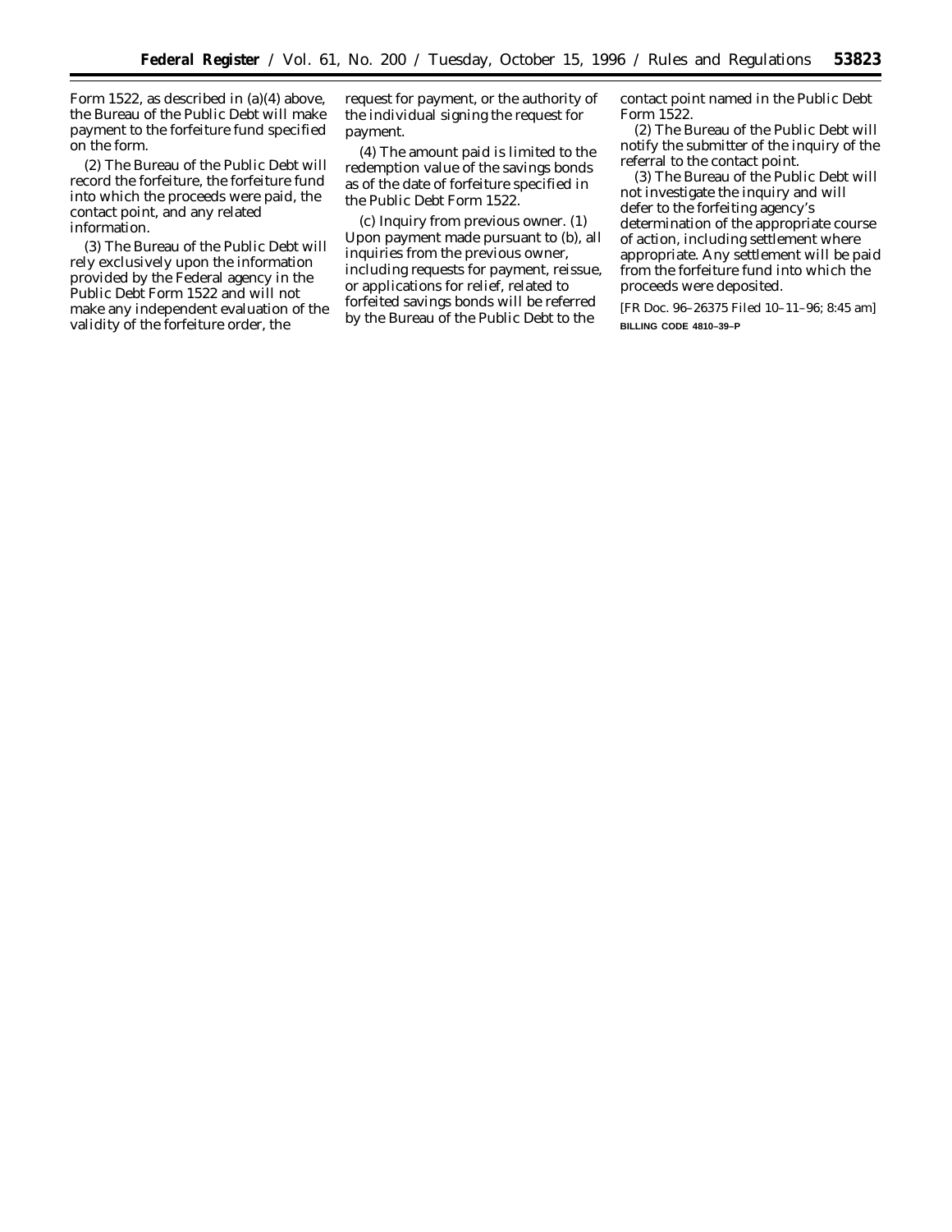Form 1522, as described in (a)(4) above, the Bureau of the Public Debt will make payment to the forfeiture fund specified on the form.

(2) The Bureau of the Public Debt will record the forfeiture, the forfeiture fund into which the proceeds were paid, the contact point, and any related information.

(3) The Bureau of the Public Debt will rely exclusively upon the information provided by the Federal agency in the Public Debt Form 1522 and will not make any independent evaluation of the validity of the forfeiture order, the request for payment, or the authority of the individual signing the request for payment.

(4) The amount paid is limited to the redemption value of the savings bonds as of the date of forfeiture specified in the Public Debt Form 1522.

(c) *Inquiry from previous owner.* (1) Upon payment made pursuant to (b), all inquiries from the previous owner, including requests for payment, reissue, or applications for relief, related to forfeited savings bonds will be referred by the Bureau of the Public Debt to the contact point named in the Public Debt Form 1522.

(2) The Bureau of the Public Debt will notify the submitter of the inquiry of the referral to the contact point.

(3) The Bureau of the Public Debt will not investigate the inquiry and will defer to the forfeiting agency's determination of the appropriate course of action, including settlement where appropriate. Any settlement will be paid from the forfeiture fund into which the proceeds were deposited.

[FR Doc. 96–26375 Filed 10–11–96; 8:45 am]

**BILLING CODE 4810–39–P**